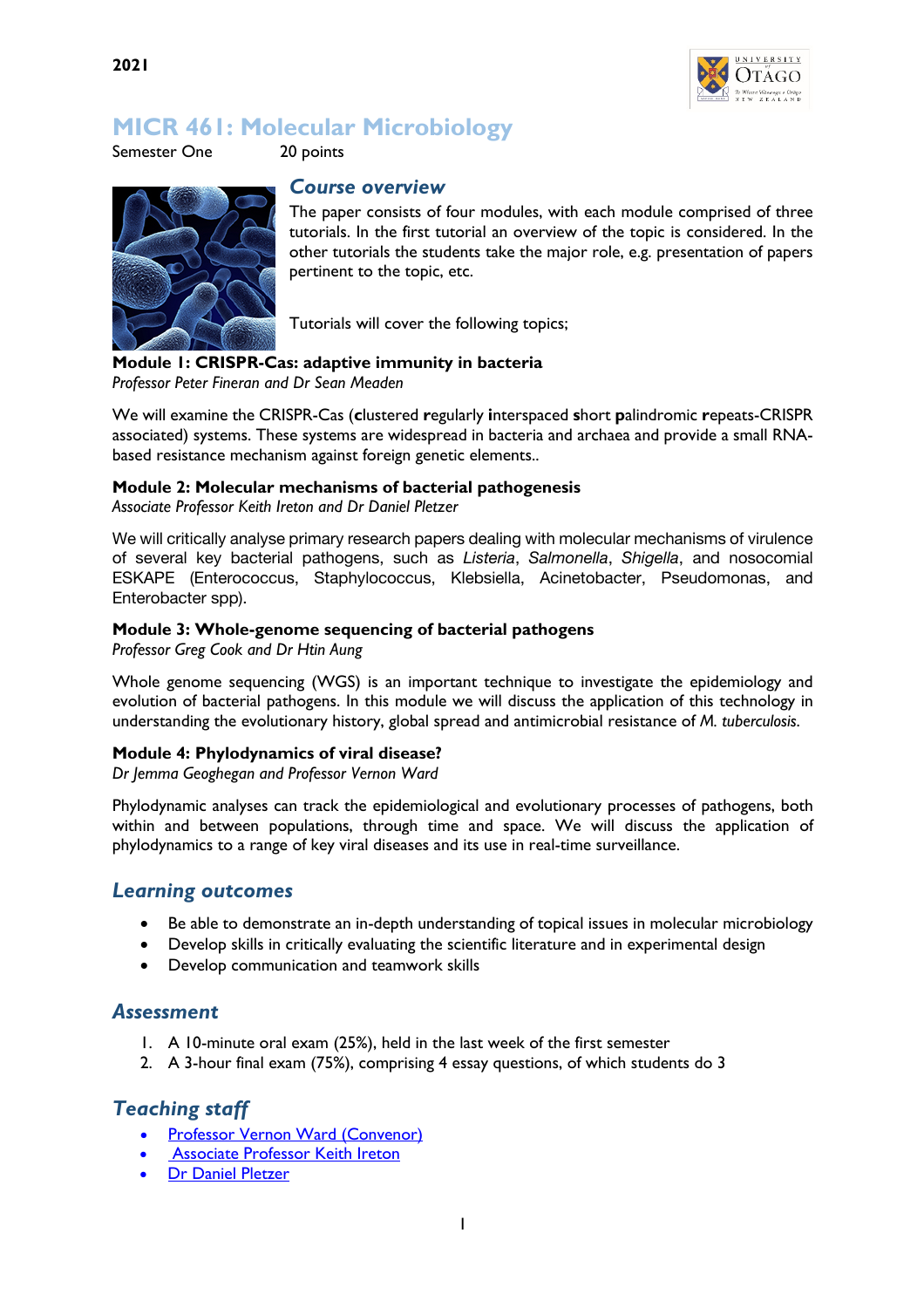2021

# MICR 461: Molecular Microbiology

Semester One 20 points

## Course overview

The paper consists of four modules, with each module comprised of three tutorials. In the first tutorial an overview of the topic is considered. In the other tutorials the students take the major role, e.g. presentation of papers pertinent to the topic, etc.

Tutorials will cover the following topics;

**Module 1: CRISPR-Cas: adaptive immunity in bacteria**
*Professor Peter Fineran and Dr Sean Meaden*

We will examine the CRISPR-Cas (**c**lustered **r**egularly **i**nterspaced **s**hort **p**alindromic **r**epeats-CRISPR associated) systems. These systems are widespread in bacteria and archaea and provide a small RNA-based resistance mechanism against foreign genetic elements..

**Module 2: Molecular mechanisms of bacterial pathogenesis**
*Associate Professor Keith Ireton and Dr Daniel Pletzer*

We will critically analyse primary research papers dealing with molecular mechanisms of virulence of several key bacterial pathogens, such as *Listeria*, *Salmonella*, *Shigella*, and nosocomial ESKAPE (Enterococcus, Staphylococcus, Klebsiella, Acinetobacter, Pseudomonas, and Enterobacter spp).

**Module 3: Whole-genome sequencing of bacterial pathogens**
*Professor Greg Cook and Dr Htin Aung*

Whole genome sequencing (WGS) is an important technique to investigate the epidemiology and evolution of bacterial pathogens. In this module we will discuss the application of this technology in understanding the evolutionary history, global spread and antimicrobial resistance of *M. tuberculosis.*

**Module 4: Phylodynamics of viral disease?**
*Dr Jemma Geoghegan and Professor Vernon Ward*

Phylodynamic analyses can track the epidemiological and evolutionary processes of pathogens, both within and between populations, through time and space. We will discuss the application of phylodynamics to a range of key viral diseases and its use in real-time surveillance.

## Learning outcomes

- Be able to demonstrate an in-depth understanding of topical issues in molecular microbiology
- Develop skills in critically evaluating the scientific literature and in experimental design
- Develop communication and teamwork skills

## Assessment

1. A 10-minute oral exam (25%), held in the last week of the first semester
2. A 3-hour final exam (75%), comprising 4 essay questions, of which students do 3

## Teaching staff

- Professor Vernon Ward (Convenor)
- Associate Professor Keith Ireton
- Dr Daniel Pletzer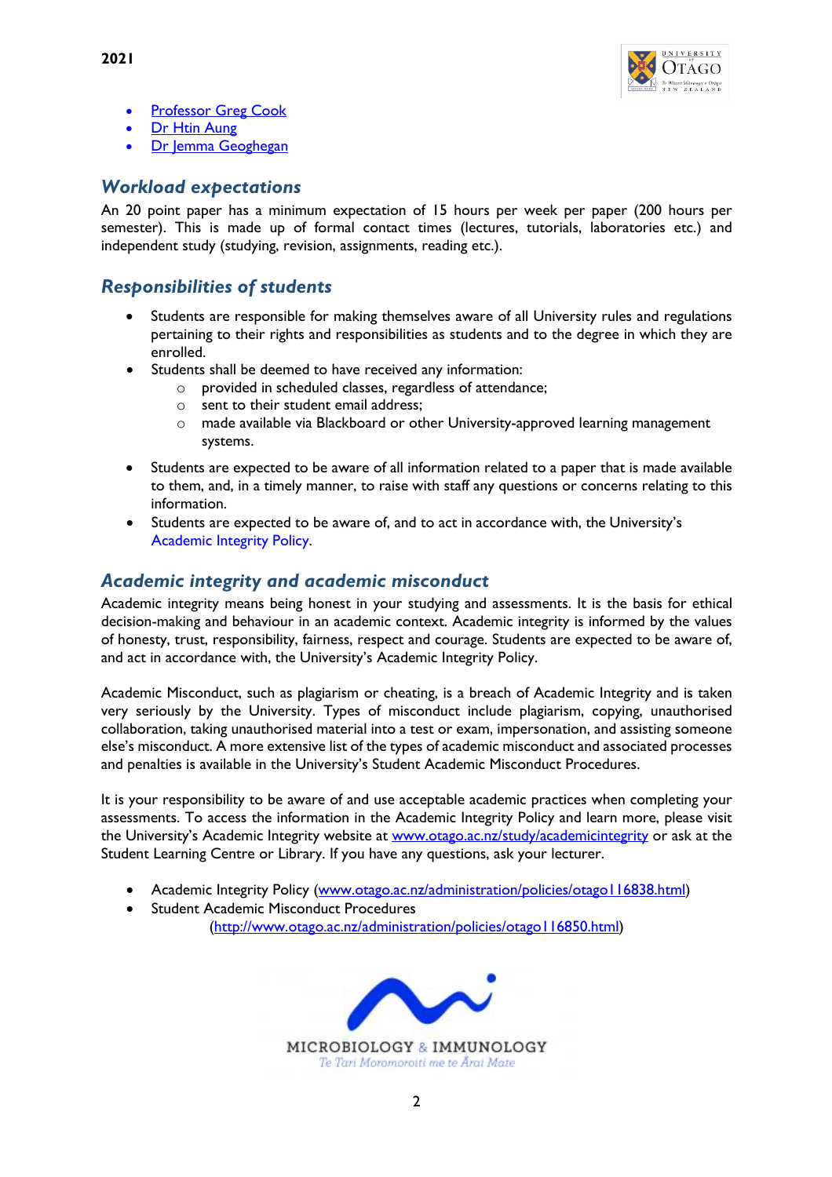- [Professor Greg Cook]()
- [Dr Htin Aung]()
- [Dr Jemma Geoghegan]()

## *Workload expectations*

An 20 point paper has a minimum expectation of 15 hours per week per paper (200 hours per semester). This is made up of formal contact times (lectures, tutorials, laboratories etc.) and independent study (studying, revision, assignments, reading etc.).

## *Responsibilities of students*

- Students are responsible for making themselves aware of all University rules and regulations pertaining to their rights and responsibilities as students and to the degree in which they are enrolled.
- Students shall be deemed to have received any information:
  - provided in scheduled classes, regardless of attendance;
  - sent to their student email address;
  - made available via Blackboard or other University-approved learning management systems.
- Students are expected to be aware of all information related to a paper that is made available to them, and, in a timely manner, to raise with staff any questions or concerns relating to this information.
- Students are expected to be aware of, and to act in accordance with, the University's [Academic Integrity Policy]().

## *Academic integrity and academic misconduct*

Academic integrity means being honest in your studying and assessments. It is the basis for ethical decision-making and behaviour in an academic context. Academic integrity is informed by the values of honesty, trust, responsibility, fairness, respect and courage. Students are expected to be aware of, and act in accordance with, the University's Academic Integrity Policy.

Academic Misconduct, such as plagiarism or cheating, is a breach of Academic Integrity and is taken very seriously by the University. Types of misconduct include plagiarism, copying, unauthorised collaboration, taking unauthorised material into a test or exam, impersonation, and assisting someone else's misconduct. A more extensive list of the types of academic misconduct and associated processes and penalties is available in the University's Student Academic Misconduct Procedures.

It is your responsibility to be aware of and use acceptable academic practices when completing your assessments. To access the information in the Academic Integrity Policy and learn more, please visit the University's Academic Integrity website at [www.otago.ac.nz/study/academicintegrity](www.otago.ac.nz/study/academicintegrity) or ask at the Student Learning Centre or Library. If you have any questions, ask your lecturer.

- Academic Integrity Policy ([www.otago.ac.nz/administration/policies/otago116838.html](www.otago.ac.nz/administration/policies/otago116838.html))
- Student Academic Misconduct Procedures ([http://www.otago.ac.nz/administration/policies/otago116850.html](http://www.otago.ac.nz/administration/policies/otago116850.html))

MICROBIOLOGY & IMMUNOLOGY
Te Tari Moromoroiti me te Ārai Mate